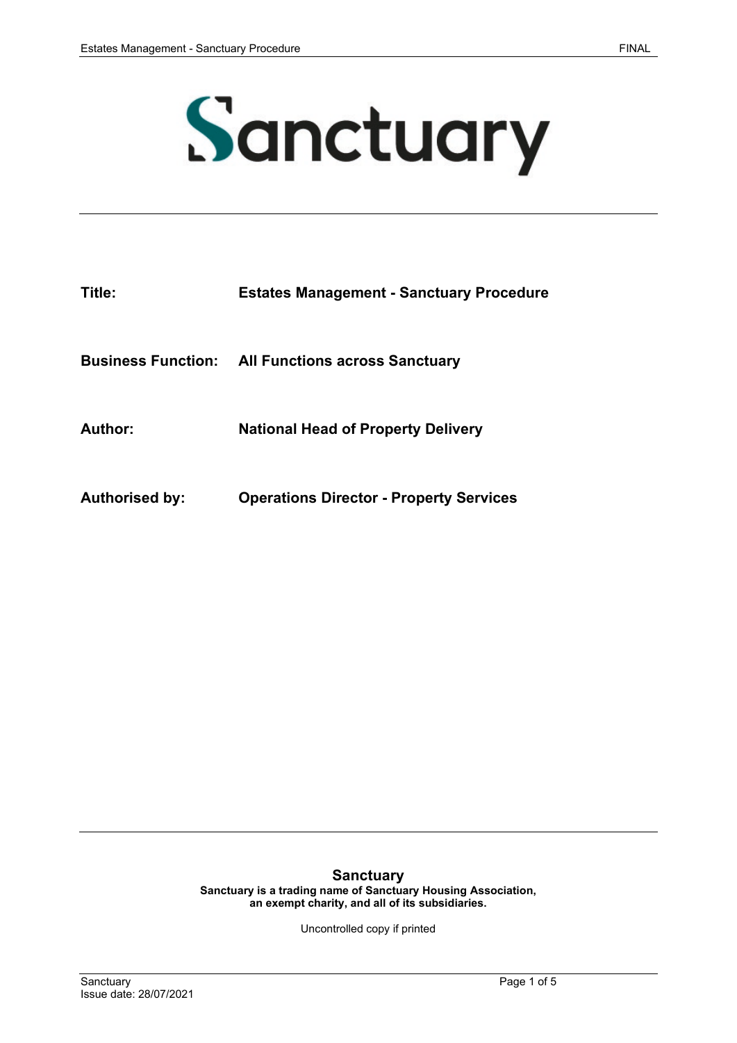Sanctuary

| | |
|---|---|
| **Title:** | **Estates Management - Sanctuary Procedure** |
| **Business Function:** | **All Functions across Sanctuary** |
| **Author:** | **National Head of Property Delivery** |
| **Authorised by:** | **Operations Director - Property Services** |

**Sanctuary**

**Sanctuary is a trading name of Sanctuary Housing Association, an exempt charity, and all of its subsidiaries.**

Uncontrolled copy if printed

Issue date: 28/07/2021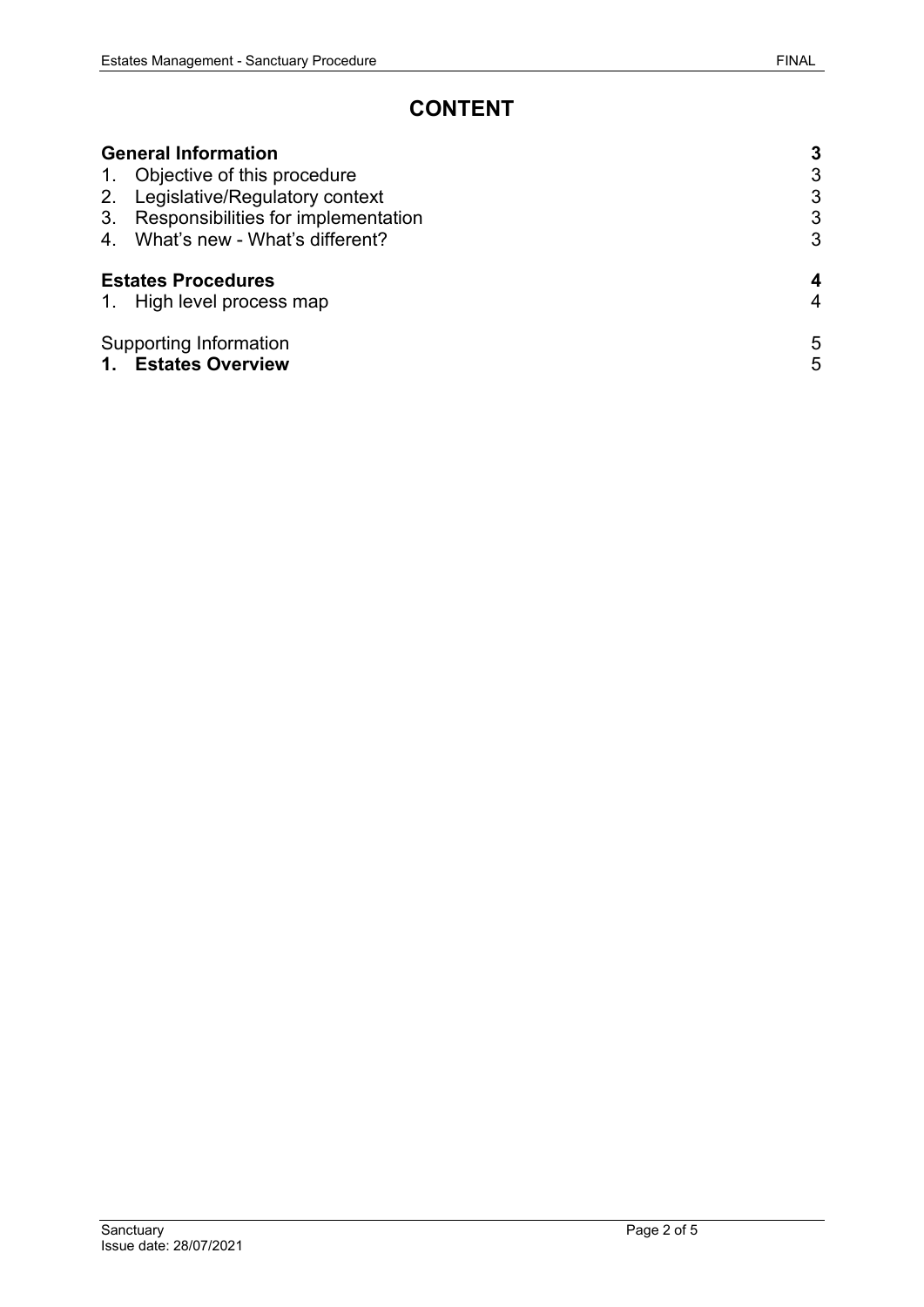# CONTENT

| | |
|---|---|
| **General Information** | **3** |
| 1. Objective of this procedure | 3 |
| 2. Legislative/Regulatory context | 3 |
| 3. Responsibilities for implementation | 3 |
| 4. What's new - What's different? | 3 |
| **Estates Procedures** | **4** |
| 1. High level process map | 4 |
| Supporting Information | 5 |
| **1. Estates Overview** | 5 |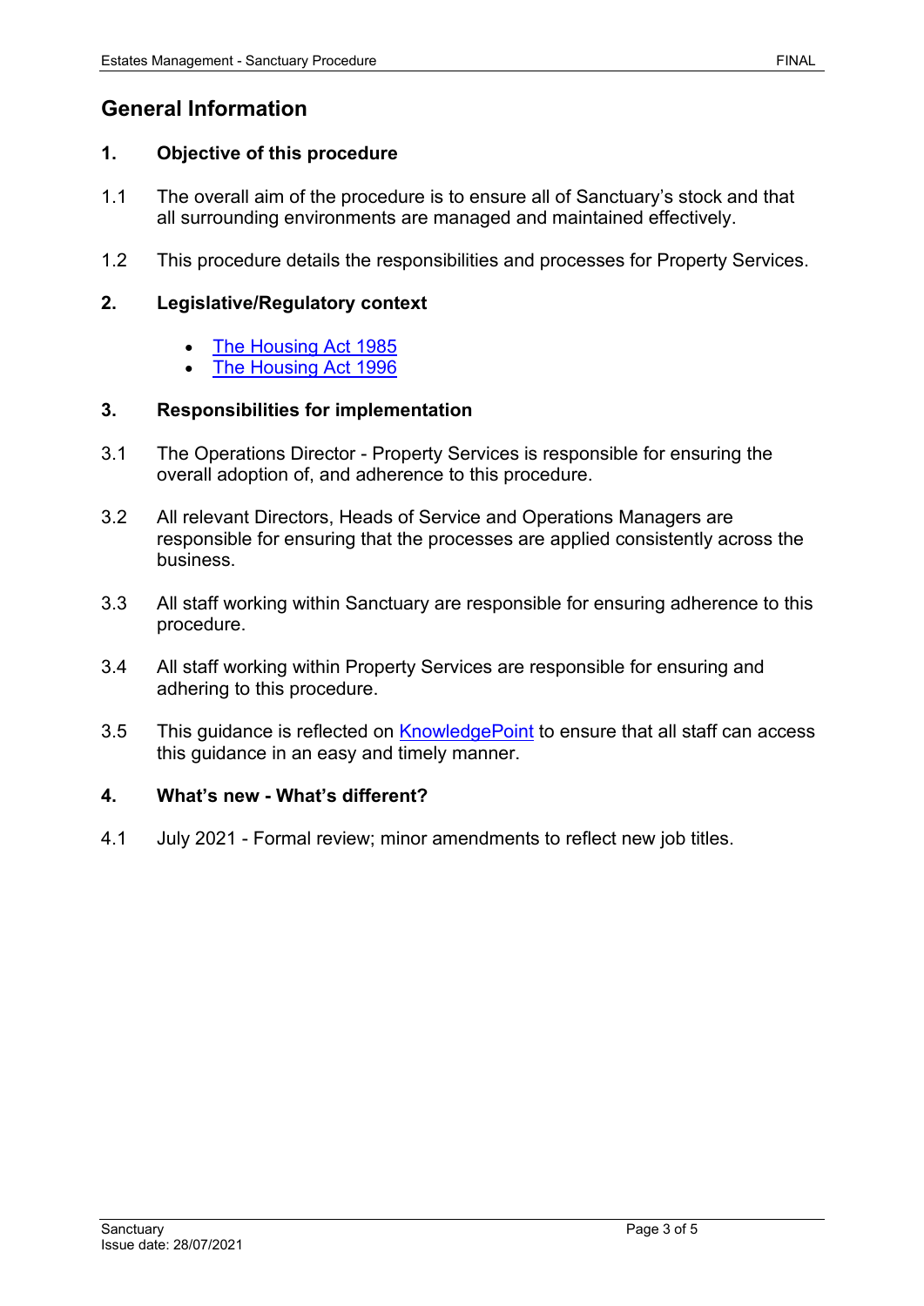## General Information

### 1. Objective of this procedure

1.1 The overall aim of the procedure is to ensure all of Sanctuary's stock and that all surrounding environments are managed and maintained effectively.

1.2 This procedure details the responsibilities and processes for Property Services.

### 2. Legislative/Regulatory context

- The Housing Act 1985
- The Housing Act 1996

### 3. Responsibilities for implementation

3.1 The Operations Director - Property Services is responsible for ensuring the overall adoption of, and adherence to this procedure.

3.2 All relevant Directors, Heads of Service and Operations Managers are responsible for ensuring that the processes are applied consistently across the business.

3.3 All staff working within Sanctuary are responsible for ensuring adherence to this procedure.

3.4 All staff working within Property Services are responsible for ensuring and adhering to this procedure.

3.5 This guidance is reflected on KnowledgePoint to ensure that all staff can access this guidance in an easy and timely manner.

### 4. What's new - What's different?

4.1 July 2021 - Formal review; minor amendments to reflect new job titles.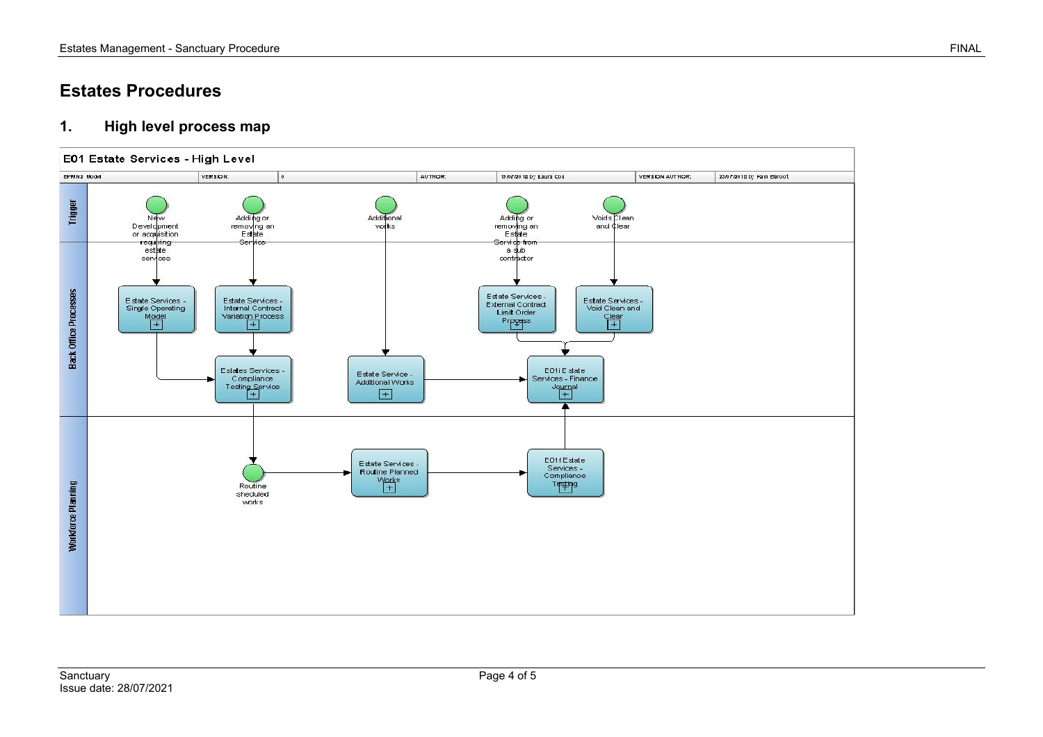# Estates Procedures

## 1. High level process map

E01 Estate Services - High Level

| BPMN2 Model | VERSION: | 0 | AUTHOR: | 15/07/2018 by Laura Cox | VERSION AUTHOR: | 25/07/2018 by Ram Esroot |
|---|---|---|---|---|---|---|

**Trigger**

- New Development or acquisition requiring estate services
- Adding or removing an Estate Service
- Additional works
- Adding or removing an Estate Service from a sub contractor
- Voids Clean and Clear

**Back Office Processes**

- Estate Services - Single Operating Model
- Estate Services - Internal Contract Variation Process
- Estate Services - External Contract Limit Order Process
- Estate Services - Void Clean and Clear
- Estates Services - Compliance Testing Service
- Estate Service - Additional Works
- E01i Estate Services - Finance Journal

**Workforce Planning**

- Routine sheduled works
- Estate Services - Routine Planned Works
- E01f Estate Services - Compliance Testing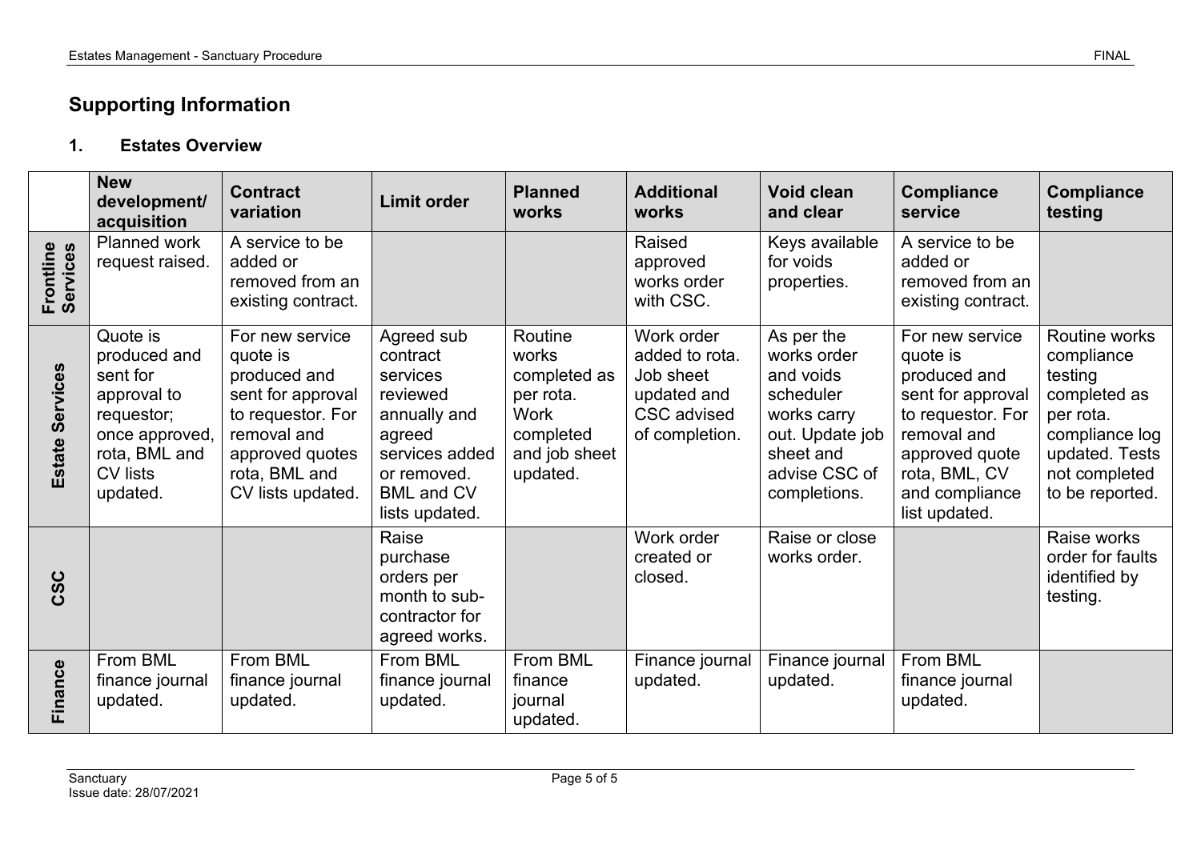# Supporting Information

## 1. Estates Overview

| | New development/ acquisition | Contract variation | Limit order | Planned works | Additional works | Void clean and clear | Compliance service | Compliance testing |
|---|---|---|---|---|---|---|---|---|
| **Frontline Services** | Planned work request raised. | A service to be added or removed from an existing contract. | | | Raised approved works order with CSC. | Keys available for voids properties. | A service to be added or removed from an existing contract. | |
| **Estate Services** | Quote is produced and sent for approval to requestor; once approved, rota, BML and CV lists updated. | For new service quote is produced and sent for approval to requestor. For removal and approved quotes rota, BML and CV lists updated. | Agreed sub contract services reviewed annually and agreed services added or removed. BML and CV lists updated. | Routine works completed as per rota. Work completed and job sheet updated. | Work order added to rota. Job sheet updated and CSC advised of completion. | As per the works order and voids scheduler works carry out. Update job sheet and advise CSC of completions. | For new service quote is produced and sent for approval to requestor. For removal and approved quote rota, BML, CV and compliance list updated. | Routine works compliance testing completed as per rota. compliance log updated. Tests not completed to be reported. |
| **CSC** | | | Raise purchase orders per month to sub-contractor for agreed works. | | Work order created or closed. | Raise or close works order. | | Raise works order for faults identified by testing. |
| **Finance** | From BML finance journal updated. | From BML finance journal updated. | From BML finance journal updated. | From BML finance journal updated. | Finance journal updated. | Finance journal updated. | From BML finance journal updated. | |